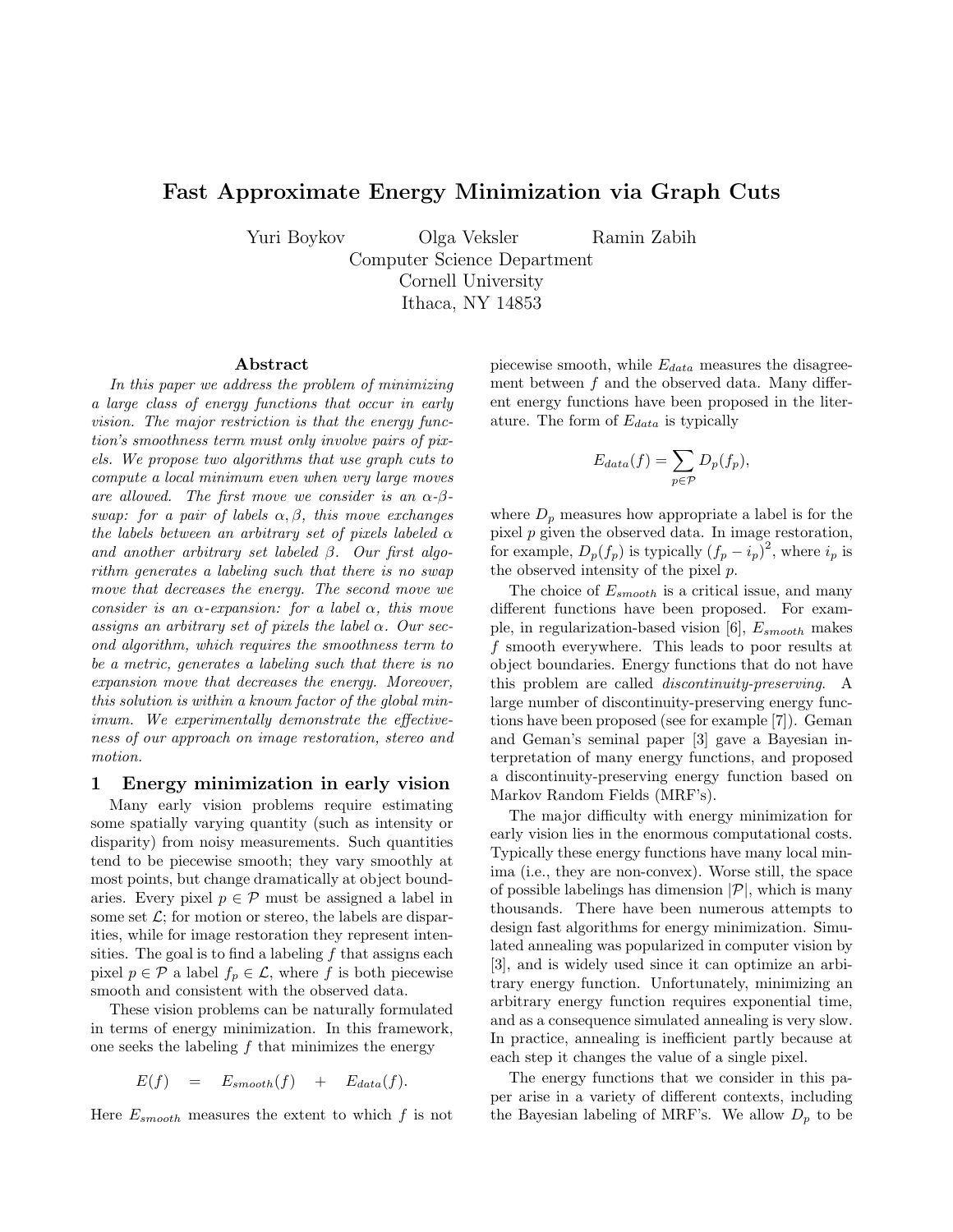# Fast Approximate Energy Minimization via Graph Cuts

Yuri Boykov Olga Veksler Ramin Zabih

Computer Science Department
Cornell University
Ithaca, NY 14853

## Abstract

*In this paper we address the problem of minimizing a large class of energy functions that occur in early vision. The major restriction is that the energy function's smoothness term must only involve pairs of pixels. We propose two algorithms that use graph cuts to compute a local minimum even when very large moves are allowed. The first move we consider is an $\alpha$-$\beta$-swap: for a pair of labels $\alpha, \beta$, this move exchanges the labels between an arbitrary set of pixels labeled $\alpha$ and another arbitrary set labeled $\beta$. Our first algorithm generates a labeling such that there is no swap move that decreases the energy. The second move we consider is an $\alpha$-expansion: for a label $\alpha$, this move assigns an arbitrary set of pixels the label $\alpha$. Our second algorithm, which requires the smoothness term to be a metric, generates a labeling such that there is no expansion move that decreases the energy. Moreover, this solution is within a known factor of the global minimum. We experimentally demonstrate the effectiveness of our approach on image restoration, stereo and motion.*

## 1 Energy minimization in early vision

Many early vision problems require estimating some spatially varying quantity (such as intensity or disparity) from noisy measurements. Such quantities tend to be piecewise smooth; they vary smoothly at most points, but change dramatically at object boundaries. Every pixel $p \in \mathcal{P}$ must be assigned a label in some set $\mathcal{L}$; for motion or stereo, the labels are disparities, while for image restoration they represent intensities. The goal is to find a labeling $f$ that assigns each pixel $p \in \mathcal{P}$ a label $f_p \in \mathcal{L}$, where $f$ is both piecewise smooth and consistent with the observed data.

These vision problems can be naturally formulated in terms of energy minimization. In this framework, one seeks the labeling $f$ that minimizes the energy

$$E(f) \quad = \quad E_{smooth}(f) \quad + \quad E_{data}(f).$$

Here $E_{smooth}$ measures the extent to which $f$ is not piecewise smooth, while $E_{data}$ measures the disagreement between $f$ and the observed data. Many different energy functions have been proposed in the literature. The form of $E_{data}$ is typically

$$E_{data}(f) = \sum_{p \in \mathcal{P}} D_p(f_p),$$

where $D_p$ measures how appropriate a label is for the pixel $p$ given the observed data. In image restoration, for example, $D_p(f_p)$ is typically $(f_p - i_p)^2$, where $i_p$ is the observed intensity of the pixel $p$.

The choice of $E_{smooth}$ is a critical issue, and many different functions have been proposed. For example, in regularization-based vision [6], $E_{smooth}$ makes $f$ smooth everywhere. This leads to poor results at object boundaries. Energy functions that do not have this problem are called *discontinuity-preserving*. A large number of discontinuity-preserving energy functions have been proposed (see for example [7]). Geman and Geman's seminal paper [3] gave a Bayesian interpretation of many energy functions, and proposed a discontinuity-preserving energy function based on Markov Random Fields (MRF's).

The major difficulty with energy minimization for early vision lies in the enormous computational costs. Typically these energy functions have many local minima (i.e., they are non-convex). Worse still, the space of possible labelings has dimension $|\mathcal{P}|$, which is many thousands. There have been numerous attempts to design fast algorithms for energy minimization. Simulated annealing was popularized in computer vision by [3], and is widely used since it can optimize an arbitrary energy function. Unfortunately, minimizing an arbitrary energy function requires exponential time, and as a consequence simulated annealing is very slow. In practice, annealing is inefficient partly because at each step it changes the value of a single pixel.

The energy functions that we consider in this paper arise in a variety of different contexts, including the Bayesian labeling of MRF's. We allow $D_p$ to be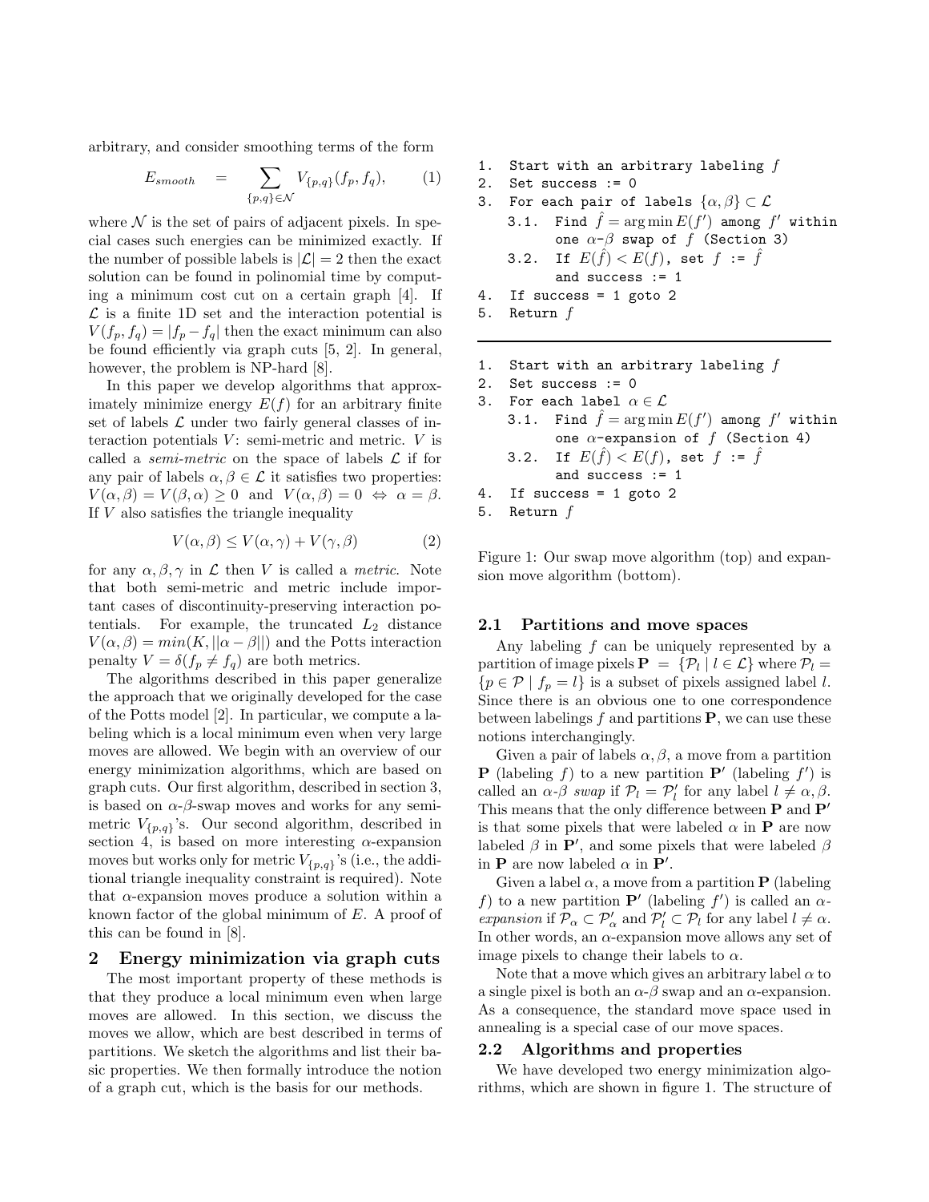arbitrary, and consider smoothing terms of the form

$$E_{smooth} \quad = \quad \sum_{\{p,q\}\in\mathcal{N}} V_{\{p,q\}}(f_p, f_q), \qquad (1)$$

where $\mathcal{N}$ is the set of pairs of adjacent pixels. In special cases such energies can be minimized exactly. If the number of possible labels is $|\mathcal{L}| = 2$ then the exact solution can be found in polinomial time by computing a minimum cost cut on a certain graph [4]. If $\mathcal{L}$ is a finite 1D set and the interaction potential is $V(f_p, f_q) = |f_p - f_q|$ then the exact minimum can also be found efficiently via graph cuts [5, 2]. In general, however, the problem is NP-hard [8].

In this paper we develop algorithms that approximately minimize energy $E(f)$ for an arbitrary finite set of labels $\mathcal{L}$ under two fairly general classes of interaction potentials $V$: semi-metric and metric. $V$ is called a *semi-metric* on the space of labels $\mathcal{L}$ if for any pair of labels $\alpha, \beta \in \mathcal{L}$ it satisfies two properties: $V(\alpha, \beta) = V(\beta, \alpha) \geq 0$ and $V(\alpha, \beta) = 0 \Leftrightarrow \alpha = \beta$. If $V$ also satisfies the triangle inequality

$$V(\alpha, \beta) \leq V(\alpha, \gamma) + V(\gamma, \beta) \qquad (2)$$

for any $\alpha, \beta, \gamma$ in $\mathcal{L}$ then $V$ is called a *metric*. Note that both semi-metric and metric include important cases of discontinuity-preserving interaction potentials. For example, the truncated $L_2$ distance $V(\alpha, \beta) = min(K, ||\alpha - \beta||)$ and the Potts interaction penalty $V = \delta(f_p \neq f_q)$ are both metrics.

The algorithms described in this paper generalize the approach that we originally developed for the case of the Potts model [2]. In particular, we compute a labeling which is a local minimum even when very large moves are allowed. We begin with an overview of our energy minimization algorithms, which are based on graph cuts. Our first algorithm, described in section 3, is based on $\alpha$-$\beta$-swap moves and works for any semi-metric $V_{\{p,q\}}$'s. Our second algorithm, described in section 4, is based on more interesting $\alpha$-expansion moves but works only for metric $V_{\{p,q\}}$'s (i.e., the additional triangle inequality constraint is required). Note that $\alpha$-expansion moves produce a solution within a known factor of the global minimum of $E$. A proof of this can be found in [8].

## 2 Energy minimization via graph cuts

The most important property of these methods is that they produce a local minimum even when large moves are allowed. In this section, we discuss the moves we allow, which are best described in terms of partitions. We sketch the algorithms and list their basic properties. We then formally introduce the notion of a graph cut, which is the basis for our methods.

```
1.  Start with an arbitrary labeling f
2.  Set success := 0
3.  For each pair of labels {α,β} ⊂ L
    3.1.  Find f̂ = arg min E(f') among f' within
          one α-β swap of f (Section 3)
    3.2.  If E(f̂) < E(f), set f := f̂
          and success := 1
4.  If success = 1 goto 2
5.  Return f
```

```
1.  Start with an arbitrary labeling f
2.  Set success := 0
3.  For each label α ∈ L
    3.1.  Find f̂ = arg min E(f') among f' within
          one α-expansion of f (Section 4)
    3.2.  If E(f̂) < E(f), set f := f̂
          and success := 1
4.  If success = 1 goto 2
5.  Return f
```

Figure 1: Our swap move algorithm (top) and expansion move algorithm (bottom).

### 2.1 Partitions and move spaces

Any labeling $f$ can be uniquely represented by a partition of image pixels $\mathbf{P} = \{\mathcal{P}_l \mid l \in \mathcal{L}\}$ where $\mathcal{P}_l = \{p \in \mathcal{P} \mid f_p = l\}$ is a subset of pixels assigned label $l$. Since there is an obvious one to one correspondence between labelings $f$ and partitions $\mathbf{P}$, we can use these notions interchangingly.

Given a pair of labels $\alpha, \beta$, a move from a partition $\mathbf{P}$ (labeling $f$) to a new partition $\mathbf{P}'$ (labeling $f'$) is called an $\alpha$-$\beta$ *swap* if $\mathcal{P}_l = \mathcal{P}'_l$ for any label $l \neq \alpha, \beta$. This means that the only difference between $\mathbf{P}$ and $\mathbf{P}'$ is that some pixels that were labeled $\alpha$ in $\mathbf{P}$ are now labeled $\beta$ in $\mathbf{P}'$, and some pixels that were labeled $\beta$ in $\mathbf{P}$ are now labeled $\alpha$ in $\mathbf{P}'$.

Given a label $\alpha$, a move from a partition $\mathbf{P}$ (labeling $f$) to a new partition $\mathbf{P}'$ (labeling $f'$) is called an $\alpha$-*expansion* if $\mathcal{P}_\alpha \subset \mathcal{P}'_\alpha$ and $\mathcal{P}'_l \subset \mathcal{P}_l$ for any label $l \neq \alpha$. In other words, an $\alpha$-expansion move allows any set of image pixels to change their labels to $\alpha$.

Note that a move which gives an arbitrary label $\alpha$ to a single pixel is both an $\alpha$-$\beta$ swap and an $\alpha$-expansion. As a consequence, the standard move space used in annealing is a special case of our move spaces.

### 2.2 Algorithms and properties

We have developed two energy minimization algorithms, which are shown in figure 1. The structure of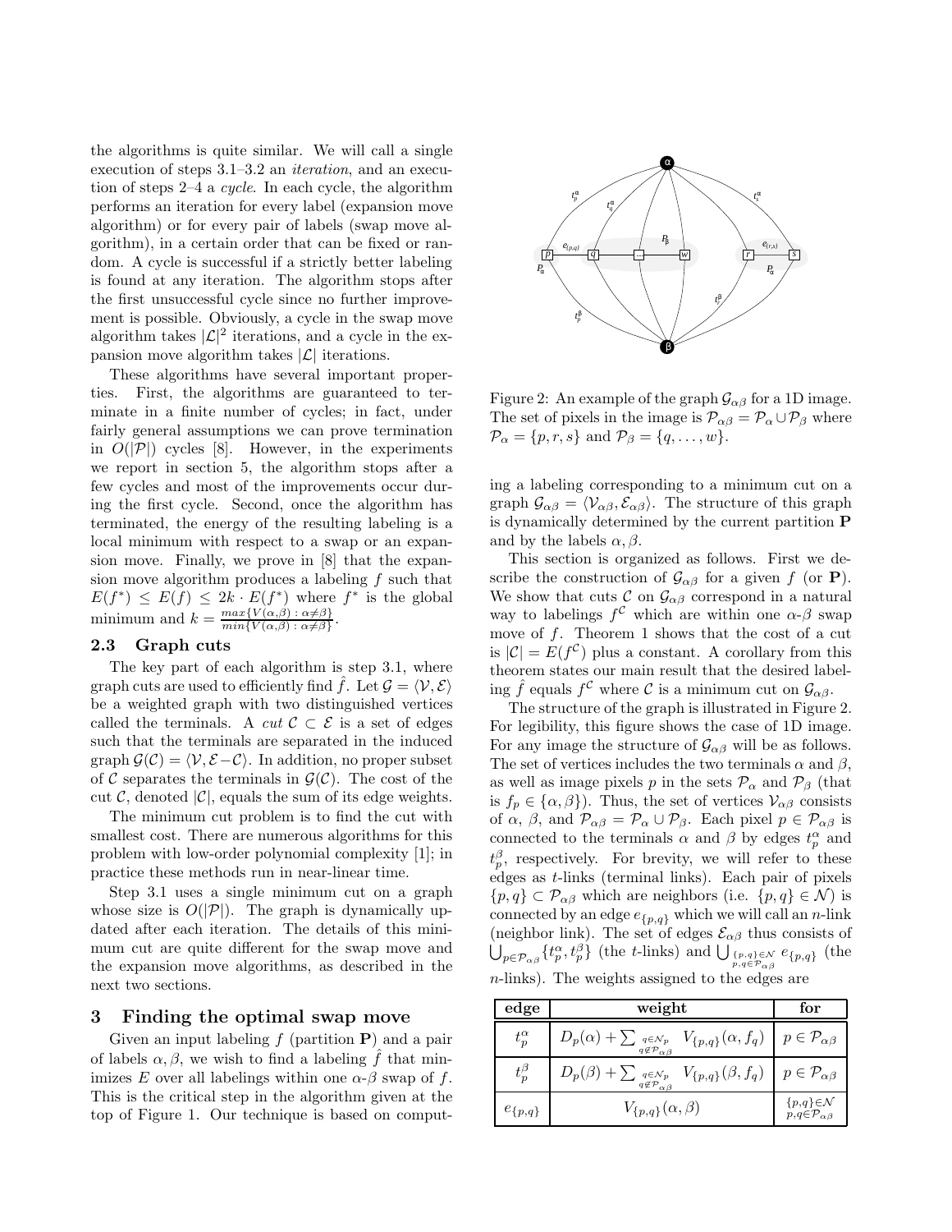the algorithms is quite similar. We will call a single execution of steps 3.1–3.2 an *iteration*, and an execution of steps 2–4 a *cycle*. In each cycle, the algorithm performs an iteration for every label (expansion move algorithm) or for every pair of labels (swap move algorithm), in a certain order that can be fixed or random. A cycle is successful if a strictly better labeling is found at any iteration. The algorithm stops after the first unsuccessful cycle since no further improvement is possible. Obviously, a cycle in the swap move algorithm takes $|\mathcal{L}|^2$ iterations, and a cycle in the expansion move algorithm takes $|\mathcal{L}|$ iterations.

These algorithms have several important properties. First, the algorithms are guaranteed to terminate in a finite number of cycles; in fact, under fairly general assumptions we can prove termination in $O(|\mathcal{P}|)$ cycles [8]. However, in the experiments we report in section 5, the algorithm stops after a few cycles and most of the improvements occur during the first cycle. Second, once the algorithm has terminated, the energy of the resulting labeling is a local minimum with respect to a swap or an expansion move. Finally, we prove in [8] that the expansion move algorithm produces a labeling $f$ such that $E(f^*) \leq E(f) \leq 2k \cdot E(f^*)$ where $f^*$ is the global minimum and $k = \frac{max\{V(\alpha,\beta)\,:\,\alpha\neq\beta\}}{min\{V(\alpha,\beta)\,:\,\alpha\neq\beta\}}$.

### 2.3 Graph cuts

The key part of each algorithm is step 3.1, where graph cuts are used to efficiently find $\hat{f}$. Let $\mathcal{G} = \langle \mathcal{V}, \mathcal{E} \rangle$ be a weighted graph with two distinguished vertices called the terminals. A *cut* $\mathcal{C} \subset \mathcal{E}$ is a set of edges such that the terminals are separated in the induced graph $\mathcal{G}(\mathcal{C}) = \langle \mathcal{V}, \mathcal{E} - \mathcal{C} \rangle$. In addition, no proper subset of $\mathcal{C}$ separates the terminals in $\mathcal{G}(\mathcal{C})$. The cost of the cut $\mathcal{C}$, denoted $|\mathcal{C}|$, equals the sum of its edge weights.

The minimum cut problem is to find the cut with smallest cost. There are numerous algorithms for this problem with low-order polynomial complexity [1]; in practice these methods run in near-linear time.

Step 3.1 uses a single minimum cut on a graph whose size is $O(|\mathcal{P}|)$. The graph is dynamically updated after each iteration. The details of this minimum cut are quite different for the swap move and the expansion move algorithms, as described in the next two sections.

## 3 Finding the optimal swap move

Given an input labeling $f$ (partition $\mathbf{P}$) and a pair of labels $\alpha, \beta$, we wish to find a labeling $\hat{f}$ that minimizes $E$ over all labelings within one $\alpha$-$\beta$ swap of $f$. This is the critical step in the algorithm given at the top of Figure 1. Our technique is based on computing a labeling corresponding to a minimum cut on a graph $\mathcal{G}_{\alpha\beta} = \langle \mathcal{V}_{\alpha\beta}, \mathcal{E}_{\alpha\beta} \rangle$. The structure of this graph is dynamically determined by the current partition $\mathbf{P}$ and by the labels $\alpha, \beta$.

Figure 2: An example of the graph $\mathcal{G}_{\alpha\beta}$ for a 1D image. The set of pixels in the image is $\mathcal{P}_{\alpha\beta} = \mathcal{P}_\alpha \cup \mathcal{P}_\beta$ where $\mathcal{P}_\alpha = \{p, r, s\}$ and $\mathcal{P}_\beta = \{q, \ldots, w\}$.

This section is organized as follows. First we describe the construction of $\mathcal{G}_{\alpha\beta}$ for a given $f$ (or $\mathbf{P}$). We show that cuts $\mathcal{C}$ on $\mathcal{G}_{\alpha\beta}$ correspond in a natural way to labelings $f^{\mathcal{C}}$ which are within one $\alpha$-$\beta$ swap move of $f$. Theorem 1 shows that the cost of a cut is $|\mathcal{C}| = E(f^{\mathcal{C}})$ plus a constant. A corollary from this theorem states our main result that the desired labeling $\hat{f}$ equals $f^{\mathcal{C}}$ where $\mathcal{C}$ is a minimum cut on $\mathcal{G}_{\alpha\beta}$.

The structure of the graph is illustrated in Figure 2. For legibility, this figure shows the case of 1D image. For any image the structure of $\mathcal{G}_{\alpha\beta}$ will be as follows. The set of vertices includes the two terminals $\alpha$ and $\beta$, as well as image pixels $p$ in the sets $\mathcal{P}_\alpha$ and $\mathcal{P}_\beta$ (that is $f_p \in \{\alpha, \beta\}$). Thus, the set of vertices $\mathcal{V}_{\alpha\beta}$ consists of $\alpha$, $\beta$, and $\mathcal{P}_{\alpha\beta} = \mathcal{P}_\alpha \cup \mathcal{P}_\beta$. Each pixel $p \in \mathcal{P}_{\alpha\beta}$ is connected to the terminals $\alpha$ and $\beta$ by edges $t_p^\alpha$ and $t_p^\beta$, respectively. For brevity, we will refer to these edges as $t$-links (terminal links). Each pair of pixels $\{p, q\} \subset \mathcal{P}_{\alpha\beta}$ which are neighbors (i.e. $\{p, q\} \in \mathcal{N}$) is connected by an edge $e_{\{p,q\}}$ which we will call an $n$-link (neighbor link). The set of edges $\mathcal{E}_{\alpha\beta}$ thus consists of $\bigcup_{p \in \mathcal{P}_{\alpha\beta}} \{t_p^\alpha, t_p^\beta\}$ (the $t$-links) and $\bigcup_{\substack{\{p,q\} \in \mathcal{N} \\ p,q \in \mathcal{P}_{\alpha\beta}}} e_{\{p,q\}}$ (the $n$-links). The weights assigned to the edges are

| edge | weight | for |
|---|---|---|
| $t_p^\alpha$ | $D_p(\alpha) + \sum_{\substack{q \in \mathcal{N}_p \\ q \notin \mathcal{P}_{\alpha\beta}}} V_{\{p,q\}}(\alpha, f_q)$ | $p \in \mathcal{P}_{\alpha\beta}$ |
| $t_p^\beta$ | $D_p(\beta) + \sum_{\substack{q \in \mathcal{N}_p \\ q \notin \mathcal{P}_{\alpha\beta}}} V_{\{p,q\}}(\beta, f_q)$ | $p \in \mathcal{P}_{\alpha\beta}$ |
| $e_{\{p,q\}}$ | $V_{\{p,q\}}(\alpha, \beta)$ | $\{p,q\} \in \mathcal{N}$, $p,q \in \mathcal{P}_{\alpha\beta}$ |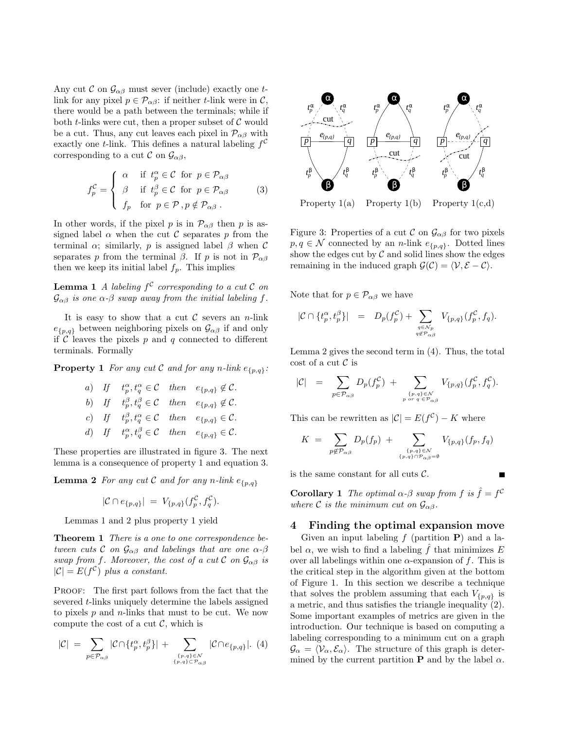Any cut $\mathcal{C}$ on $\mathcal{G}_{\alpha\beta}$ must sever (include) exactly one $t$-link for any pixel $p \in \mathcal{P}_{\alpha\beta}$: if neither $t$-link were in $\mathcal{C}$, there would be a path between the terminals; while if both $t$-links were cut, then a proper subset of $\mathcal{C}$ would be a cut. Thus, any cut leaves each pixel in $\mathcal{P}_{\alpha\beta}$ with exactly one $t$-link. This defines a natural labeling $f^{\mathcal{C}}$ corresponding to a cut $\mathcal{C}$ on $\mathcal{G}_{\alpha\beta}$,

$$f_p^{\mathcal{C}} = \begin{cases} \alpha & \text{if } t_p^{\alpha} \in \mathcal{C} \text{ for } p \in \mathcal{P}_{\alpha\beta} \\ \beta & \text{if } t_p^{\beta} \in \mathcal{C} \text{ for } p \in \mathcal{P}_{\alpha\beta} \\ f_p & \text{for } p \in \mathcal{P}, p \notin \mathcal{P}_{\alpha\beta} . \end{cases} \qquad (3)$$

In other words, if the pixel $p$ is in $\mathcal{P}_{\alpha\beta}$ then $p$ is assigned label $\alpha$ when the cut $\mathcal{C}$ separates $p$ from the terminal $\alpha$; similarly, $p$ is assigned label $\beta$ when $\mathcal{C}$ separates $p$ from the terminal $\beta$. If $p$ is not in $\mathcal{P}_{\alpha\beta}$ then we keep its initial label $f_p$. This implies

**Lemma 1** *A labeling $f^{\mathcal{C}}$ corresponding to a cut $\mathcal{C}$ on $\mathcal{G}_{\alpha\beta}$ is one $\alpha$-$\beta$ swap away from the initial labeling $f$.*

It is easy to show that a cut $\mathcal{C}$ severs an $n$-link $e_{\{p,q\}}$ between neighboring pixels on $\mathcal{G}_{\alpha\beta}$ if and only if $\mathcal{C}$ leaves the pixels $p$ and $q$ connected to different terminals. Formally

**Property 1** *For any cut $\mathcal{C}$ and for any $n$-link $e_{\{p,q\}}$:*

*a) If $t_p^{\alpha}, t_q^{\alpha} \in \mathcal{C}$ then $e_{\{p,q\}} \notin \mathcal{C}$.*
*b) If $t_p^{\beta}, t_q^{\beta} \in \mathcal{C}$ then $e_{\{p,q\}} \notin \mathcal{C}$.*
*c) If $t_p^{\beta}, t_q^{\alpha} \in \mathcal{C}$ then $e_{\{p,q\}} \in \mathcal{C}$.*
*d) If $t_p^{\alpha}, t_q^{\beta} \in \mathcal{C}$ then $e_{\{p,q\}} \in \mathcal{C}$.*

These properties are illustrated in figure 3. The next lemma is a consequence of property 1 and equation 3.

**Lemma 2** *For any cut $\mathcal{C}$ and for any $n$-link $e_{\{p,q\}}$*

$$|\mathcal{C} \cap e_{\{p,q\}}| = V_{\{p,q\}}(f_p^{\mathcal{C}}, f_q^{\mathcal{C}}).$$

Lemmas 1 and 2 plus property 1 yield

**Theorem 1** *There is a one to one correspondence between cuts $\mathcal{C}$ on $\mathcal{G}_{\alpha\beta}$ and labelings that are one $\alpha$-$\beta$ swap from $f$. Moreover, the cost of a cut $\mathcal{C}$ on $\mathcal{G}_{\alpha\beta}$ is $|\mathcal{C}| = E(f^{\mathcal{C}})$ plus a constant.*

Proof: The first part follows from the fact that the severed $t$-links uniquely determine the labels assigned to pixels $p$ and $n$-links that must to be cut. We now compute the cost of a cut $\mathcal{C}$, which is

$$|\mathcal{C}| = \sum_{p \in \mathcal{P}_{\alpha\beta}} |\mathcal{C} \cap \{t_p^{\alpha}, t_p^{\beta}\}| + \sum_{\substack{\{p,q\} \in \mathcal{N} \\ \{p,q\} \subset \mathcal{P}_{\alpha\beta}}} |\mathcal{C} \cap e_{\{p,q\}}|. \quad (4)$$

Figure 3: Properties of a cut $\mathcal{C}$ on $\mathcal{G}_{\alpha\beta}$ for two pixels $p, q \in \mathcal{N}$ connected by an $n$-link $e_{\{p,q\}}$. Dotted lines show the edges cut by $\mathcal{C}$ and solid lines show the edges remaining in the induced graph $\mathcal{G}(\mathcal{C}) = \langle \mathcal{V}, \mathcal{E} - \mathcal{C} \rangle$.

Note that for $p \in \mathcal{P}_{\alpha\beta}$ we have

$$|\mathcal{C} \cap \{t_p^{\alpha}, t_p^{\beta}\}| = D_p(f_p^{\mathcal{C}}) + \sum_{\substack{q \in \mathcal{N}_p \\ q \notin \mathcal{P}_{\alpha\beta}}} V_{\{p,q\}}(f_p^{\mathcal{C}}, f_q).$$

Lemma 2 gives the second term in (4). Thus, the total cost of a cut $\mathcal{C}$ is

$$|\mathcal{C}| = \sum_{p \in \mathcal{P}_{\alpha\beta}} D_p(f_p^{\mathcal{C}}) + \sum_{\substack{\{p,q\} \in \mathcal{N} \\ p \text{ or } q \in \mathcal{P}_{\alpha\beta}}} V_{\{p,q\}}(f_p^{\mathcal{C}}, f_q^{\mathcal{C}}).$$

This can be rewritten as $|\mathcal{C}| = E(f^{\mathcal{C}}) - K$ where

$$K = \sum_{p \notin \mathcal{P}_{\alpha\beta}} D_p(f_p) + \sum_{\substack{\{p,q\} \in \mathcal{N} \\ \{p,q\} \cap \mathcal{P}_{\alpha\beta} = \emptyset}} V_{\{p,q\}}(f_p, f_q)$$

is the same constant for all cuts $\mathcal{C}$. ■

**Corollary 1** *The optimal $\alpha$-$\beta$ swap from $f$ is $\hat{f} = f^{\mathcal{C}}$ where $\mathcal{C}$ is the minimum cut on $\mathcal{G}_{\alpha\beta}$.*

## 4 Finding the optimal expansion move

Given an input labeling $f$ (partition $\mathbf{P}$) and a label $\alpha$, we wish to find a labeling $\hat{f}$ that minimizes $E$ over all labelings within one $\alpha$-expansion of $f$. This is the critical step in the algorithm given at the bottom of Figure 1. In this section we describe a technique that solves the problem assuming that each $V_{\{p,q\}}$ is a metric, and thus satisfies the triangle inequality (2). Some important examples of metrics are given in the introduction. Our technique is based on computing a labeling corresponding to a minimum cut on a graph $\mathcal{G}_{\alpha} = \langle \mathcal{V}_{\alpha}, \mathcal{E}_{\alpha} \rangle$. The structure of this graph is determined by the current partition $\mathbf{P}$ and by the label $\alpha$.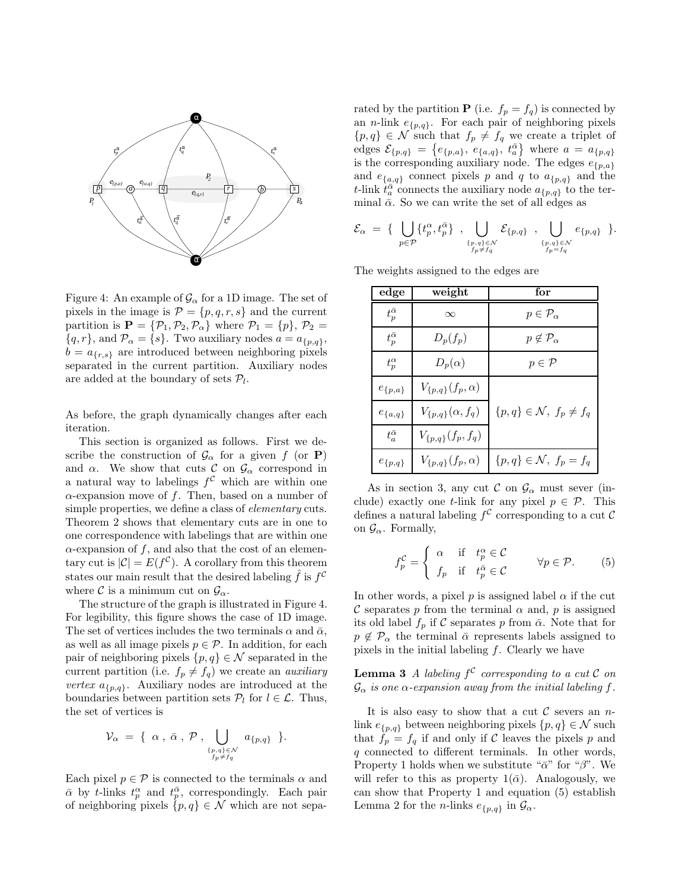Figure 4: An example of $\mathcal{G}_\alpha$ for a 1D image. The set of pixels in the image is $\mathcal{P} = \{p, q, r, s\}$ and the current partition is $\mathbf{P} = \{\mathcal{P}_1, \mathcal{P}_2, \mathcal{P}_\alpha\}$ where $\mathcal{P}_1 = \{p\}$, $\mathcal{P}_2 = \{q, r\}$, and $\mathcal{P}_\alpha = \{s\}$. Two auxiliary nodes $a = a_{\{p,q\}}$, $b = a_{\{r,s\}}$ are introduced between neighboring pixels separated in the current partition. Auxiliary nodes are added at the boundary of sets $\mathcal{P}_l$.

As before, the graph dynamically changes after each iteration.

This section is organized as follows. First we describe the construction of $\mathcal{G}_\alpha$ for a given $f$ (or $\mathbf{P}$) and $\alpha$. We show that cuts $\mathcal{C}$ on $\mathcal{G}_\alpha$ correspond in a natural way to labelings $f^{\mathcal{C}}$ which are within one $\alpha$-expansion move of $f$. Then, based on a number of simple properties, we define a class of *elementary* cuts. Theorem 2 shows that elementary cuts are in one to one correspondence with labelings that are within one $\alpha$-expansion of $f$, and also that the cost of an elementary cut is $|\mathcal{C}| = E(f^{\mathcal{C}})$. A corollary from this theorem states our main result that the desired labeling $\hat{f}$ is $f^{\mathcal{C}}$ where $\mathcal{C}$ is a minimum cut on $\mathcal{G}_\alpha$.

The structure of the graph is illustrated in Figure 4. For legibility, this figure shows the case of 1D image. The set of vertices includes the two terminals $\alpha$ and $\bar{\alpha}$, as well as all image pixels $p \in \mathcal{P}$. In addition, for each pair of neighboring pixels $\{p, q\} \in \mathcal{N}$ separated in the current partition (i.e. $f_p \neq f_q$) we create an *auxiliary vertex* $a_{\{p,q\}}$. Auxiliary nodes are introduced at the boundaries between partition sets $\mathcal{P}_l$ for $l \in \mathcal{L}$. Thus, the set of vertices is

$$\mathcal{V}_\alpha = \{ \ \alpha \ , \ \bar{\alpha} \ , \ \mathcal{P} \ , \bigcup_{\substack{\{p,q\} \in \mathcal{N} \\ f_p \neq f_q}} a_{\{p,q\}} \ \}.$$

Each pixel $p \in \mathcal{P}$ is connected to the terminals $\alpha$ and $\bar{\alpha}$ by $t$-links $t_p^\alpha$ and $t_p^{\bar{\alpha}}$, correspondingly. Each pair of neighboring pixels $\{p, q\} \in \mathcal{N}$ which are not separated by the partition $\mathbf{P}$ (i.e. $f_p = f_q$) is connected by an $n$-link $e_{\{p,q\}}$. For each pair of neighboring pixels $\{p, q\} \in \mathcal{N}$ such that $f_p \neq f_q$ we create a triplet of edges $\mathcal{E}_{\{p,q\}} = \{e_{\{p,a\}}, \ e_{\{a,q\}}, \ t_a^{\bar{\alpha}}\}$ where $a = a_{\{p,q\}}$ is the corresponding auxiliary node. The edges $e_{\{p,a\}}$ and $e_{\{a,q\}}$ connect pixels $p$ and $q$ to $a_{\{p,q\}}$ and the $t$-link $t_a^{\bar{\alpha}}$ connects the auxiliary node $a_{\{p,q\}}$ to the terminal $\bar{\alpha}$. So we can write the set of all edges as

$$\mathcal{E}_\alpha = \{ \ \bigcup_{p \in \mathcal{P}} \{t_p^\alpha, t_p^{\bar{\alpha}}\} \ , \ \bigcup_{\substack{\{p,q\} \in \mathcal{N} \\ f_p \neq f_q}} \mathcal{E}_{\{p,q\}} \ , \ \bigcup_{\substack{\{p,q\} \in \mathcal{N} \\ f_p = f_q}} e_{\{p,q\}} \ \}.$$

The weights assigned to the edges are

| edge | weight | for |
|---|---|---|
| $t_p^{\bar{\alpha}}$ | $\infty$ | $p \in \mathcal{P}_\alpha$ |
| $t_p^{\bar{\alpha}}$ | $D_p(f_p)$ | $p \notin \mathcal{P}_\alpha$ |
| $t_p^\alpha$ | $D_p(\alpha)$ | $p \in \mathcal{P}$ |
| $e_{\{p,a\}}$ | $V_{\{p,q\}}(f_p, \alpha)$ | |
| $e_{\{a,q\}}$ | $V_{\{p,q\}}(\alpha, f_q)$ | $\{p, q\} \in \mathcal{N}, \ f_p \neq f_q$ |
| $t_a^{\bar{\alpha}}$ | $V_{\{p,q\}}(f_p, f_q)$ | |
| $e_{\{p,q\}}$ | $V_{\{p,q\}}(f_p, \alpha)$ | $\{p, q\} \in \mathcal{N}, \ f_p = f_q$ |

As in section 3, any cut $\mathcal{C}$ on $\mathcal{G}_\alpha$ must sever (include) exactly one $t$-link for any pixel $p \in \mathcal{P}$. This defines a natural labeling $f^{\mathcal{C}}$ corresponding to a cut $\mathcal{C}$ on $\mathcal{G}_\alpha$. Formally,

$$f_p^{\mathcal{C}} = \begin{cases} \alpha & \text{if} \quad t_p^\alpha \in \mathcal{C} \\ f_p & \text{if} \quad t_p^{\bar{\alpha}} \in \mathcal{C} \end{cases} \qquad \forall p \in \mathcal{P}. \tag{5}$$

In other words, a pixel $p$ is assigned label $\alpha$ if the cut $\mathcal{C}$ separates $p$ from the terminal $\alpha$ and, $p$ is assigned its old label $f_p$ if $\mathcal{C}$ separates $p$ from $\bar{\alpha}$. Note that for $p \notin \mathcal{P}_\alpha$ the terminal $\bar{\alpha}$ represents labels assigned to pixels in the initial labeling $f$. Clearly we have

**Lemma 3** *A labeling $f^{\mathcal{C}}$ corresponding to a cut $\mathcal{C}$ on $\mathcal{G}_\alpha$ is one $\alpha$-expansion away from the initial labeling $f$.*

It is also easy to show that a cut $\mathcal{C}$ severs an $n$-link $e_{\{p,q\}}$ between neighboring pixels $\{p, q\} \in \mathcal{N}$ such that $f_p = f_q$ if and only if $\mathcal{C}$ leaves the pixels $p$ and $q$ connected to different terminals. In other words, Property 1 holds when we substitute "$\bar{\alpha}$" for "$\beta$". We will refer to this as property $1(\bar{\alpha})$. Analogously, we can show that Property 1 and equation (5) establish Lemma 2 for the $n$-links $e_{\{p,q\}}$ in $\mathcal{G}_\alpha$.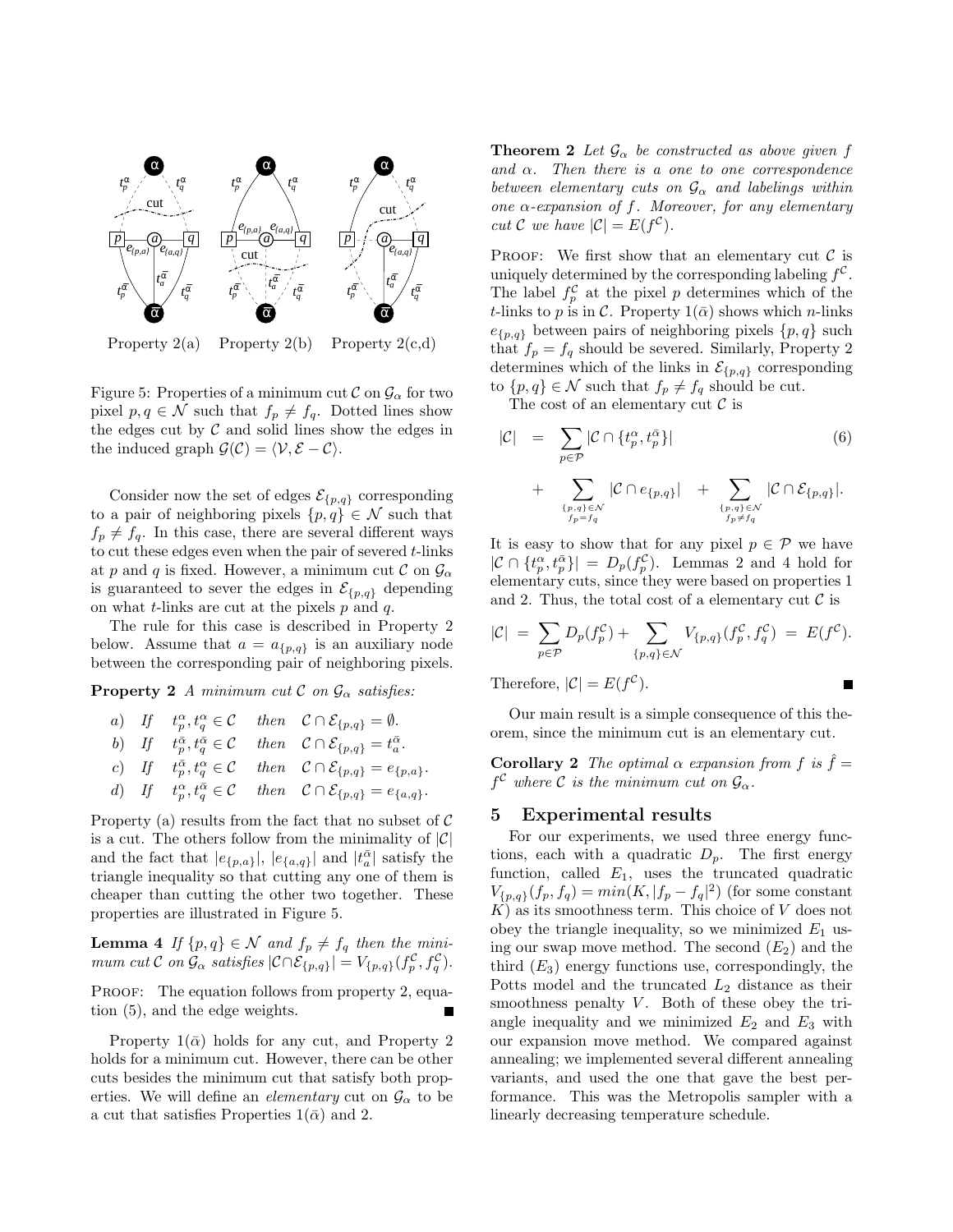Property 2(a)   Property 2(b)   Property 2(c,d)

Figure 5: Properties of a minimum cut $\mathcal{C}$ on $\mathcal{G}_\alpha$ for two pixel $p, q \in \mathcal{N}$ such that $f_p \neq f_q$. Dotted lines show the edges cut by $\mathcal{C}$ and solid lines show the edges in the induced graph $\mathcal{G}(\mathcal{C}) = \langle \mathcal{V}, \mathcal{E} - \mathcal{C} \rangle$.

Consider now the set of edges $\mathcal{E}_{\{p,q\}}$ corresponding to a pair of neighboring pixels $\{p,q\} \in \mathcal{N}$ such that $f_p \neq f_q$. In this case, there are several different ways to cut these edges even when the pair of severed $t$-links at $p$ and $q$ is fixed. However, a minimum cut $\mathcal{C}$ on $\mathcal{G}_\alpha$ is guaranteed to sever the edges in $\mathcal{E}_{\{p,q\}}$ depending on what $t$-links are cut at the pixels $p$ and $q$.

The rule for this case is described in Property 2 below. Assume that $a = a_{\{p,q\}}$ is an auxiliary node between the corresponding pair of neighboring pixels.

**Property 2** *A minimum cut $\mathcal{C}$ on $\mathcal{G}_\alpha$ satisfies:*

*a)* If $t_p^\alpha, t_q^\alpha \in \mathcal{C}$ then $\mathcal{C} \cap \mathcal{E}_{\{p,q\}} = \emptyset$.

*b)* If $t_p^{\bar{\alpha}}, t_q^{\bar{\alpha}} \in \mathcal{C}$ then $\mathcal{C} \cap \mathcal{E}_{\{p,q\}} = t_a^{\bar{\alpha}}$.

*c)* If $t_p^{\bar{\alpha}}, t_q^{\alpha} \in \mathcal{C}$ then $\mathcal{C} \cap \mathcal{E}_{\{p,q\}} = e_{\{p,a\}}$.

*d)* If $t_p^{\alpha}, t_q^{\bar{\alpha}} \in \mathcal{C}$ then $\mathcal{C} \cap \mathcal{E}_{\{p,q\}} = e_{\{a,q\}}$.

Property (a) results from the fact that no subset of $\mathcal{C}$ is a cut. The others follow from the minimality of $|\mathcal{C}|$ and the fact that $|e_{\{p,a\}}|$, $|e_{\{a,q\}}|$ and $|t_a^{\bar{\alpha}}|$ satisfy the triangle inequality so that cutting any one of them is cheaper than cutting the other two together. These properties are illustrated in Figure 5.

**Lemma 4** *If $\{p,q\} \in \mathcal{N}$ and $f_p \neq f_q$ then the minimum cut $\mathcal{C}$ on $\mathcal{G}_\alpha$ satisfies $|\mathcal{C} \cap \mathcal{E}_{\{p,q\}}| = V_{\{p,q\}}(f_p^{\mathcal{C}}, f_q^{\mathcal{C}})$.*

Proof: The equation follows from property 2, equation (5), and the edge weights. ∎

Property $1(\bar{\alpha})$ holds for any cut, and Property 2 holds for a minimum cut. However, there can be other cuts besides the minimum cut that satisfy both properties. We will define an *elementary* cut on $\mathcal{G}_\alpha$ to be a cut that satisfies Properties $1(\bar{\alpha})$ and 2.

**Theorem 2** *Let $\mathcal{G}_\alpha$ be constructed as above given $f$ and $\alpha$. Then there is a one to one correspondence between elementary cuts on $\mathcal{G}_\alpha$ and labelings within one $\alpha$-expansion of $f$. Moreover, for any elementary cut $\mathcal{C}$ we have $|\mathcal{C}| = E(f^{\mathcal{C}})$.*

Proof: We first show that an elementary cut $\mathcal{C}$ is uniquely determined by the corresponding labeling $f^{\mathcal{C}}$. The label $f_p^{\mathcal{C}}$ at the pixel $p$ determines which of the $t$-links to $p$ is in $\mathcal{C}$. Property $1(\bar{\alpha})$ shows which $n$-links $e_{\{p,q\}}$ between pairs of neighboring pixels $\{p,q\}$ such that $f_p = f_q$ should be severed. Similarly, Property 2 determines which of the links in $\mathcal{E}_{\{p,q\}}$ corresponding to $\{p,q\} \in \mathcal{N}$ such that $f_p \neq f_q$ should be cut.

The cost of an elementary cut $\mathcal{C}$ is

$$|\mathcal{C}| = \sum_{p \in \mathcal{P}} |\mathcal{C} \cap \{t_p^\alpha, t_p^{\bar{\alpha}}\}| + \sum_{\substack{\{p,q\} \in \mathcal{N} \\ f_p = f_q}} |\mathcal{C} \cap e_{\{p,q\}}| + \sum_{\substack{\{p,q\} \in \mathcal{N} \\ f_p \neq f_q}} |\mathcal{C} \cap \mathcal{E}_{\{p,q\}}|. \quad (6)$$

It is easy to show that for any pixel $p \in \mathcal{P}$ we have $|\mathcal{C} \cap \{t_p^\alpha, t_p^{\bar{\alpha}}\}| = D_p(f_p^{\mathcal{C}})$. Lemmas 2 and 4 hold for elementary cuts, since they were based on properties 1 and 2. Thus, the total cost of a elementary cut $\mathcal{C}$ is

$$|\mathcal{C}| = \sum_{p \in \mathcal{P}} D_p(f_p^{\mathcal{C}}) + \sum_{\{p,q\} \in \mathcal{N}} V_{\{p,q\}}(f_p^{\mathcal{C}}, f_q^{\mathcal{C}}) = E(f^{\mathcal{C}}).$$

Therefore, $|\mathcal{C}| = E(f^{\mathcal{C}})$. ∎

Our main result is a simple consequence of this theorem, since the minimum cut is an elementary cut.

**Corollary 2** *The optimal $\alpha$ expansion from $f$ is $\hat{f} = f^{\mathcal{C}}$ where $\mathcal{C}$ is the minimum cut on $\mathcal{G}_\alpha$.*

## 5 Experimental results

For our experiments, we used three energy functions, each with a quadratic $D_p$. The first energy function, called $E_1$, uses the truncated quadratic $V_{\{p,q\}}(f_p, f_q) = min(K, |f_p - f_q|^2)$ (for some constant $K$) as its smoothness term. This choice of $V$ does not obey the triangle inequality, so we minimized $E_1$ using our swap move method. The second ($E_2$) and the third ($E_3$) energy functions use, correspondingly, the Potts model and the truncated $L_2$ distance as their smoothness penalty $V$. Both of these obey the triangle inequality and we minimized $E_2$ and $E_3$ with our expansion move method. We compared against annealing; we implemented several different annealing variants, and used the one that gave the best performance. This was the Metropolis sampler with a linearly decreasing temperature schedule.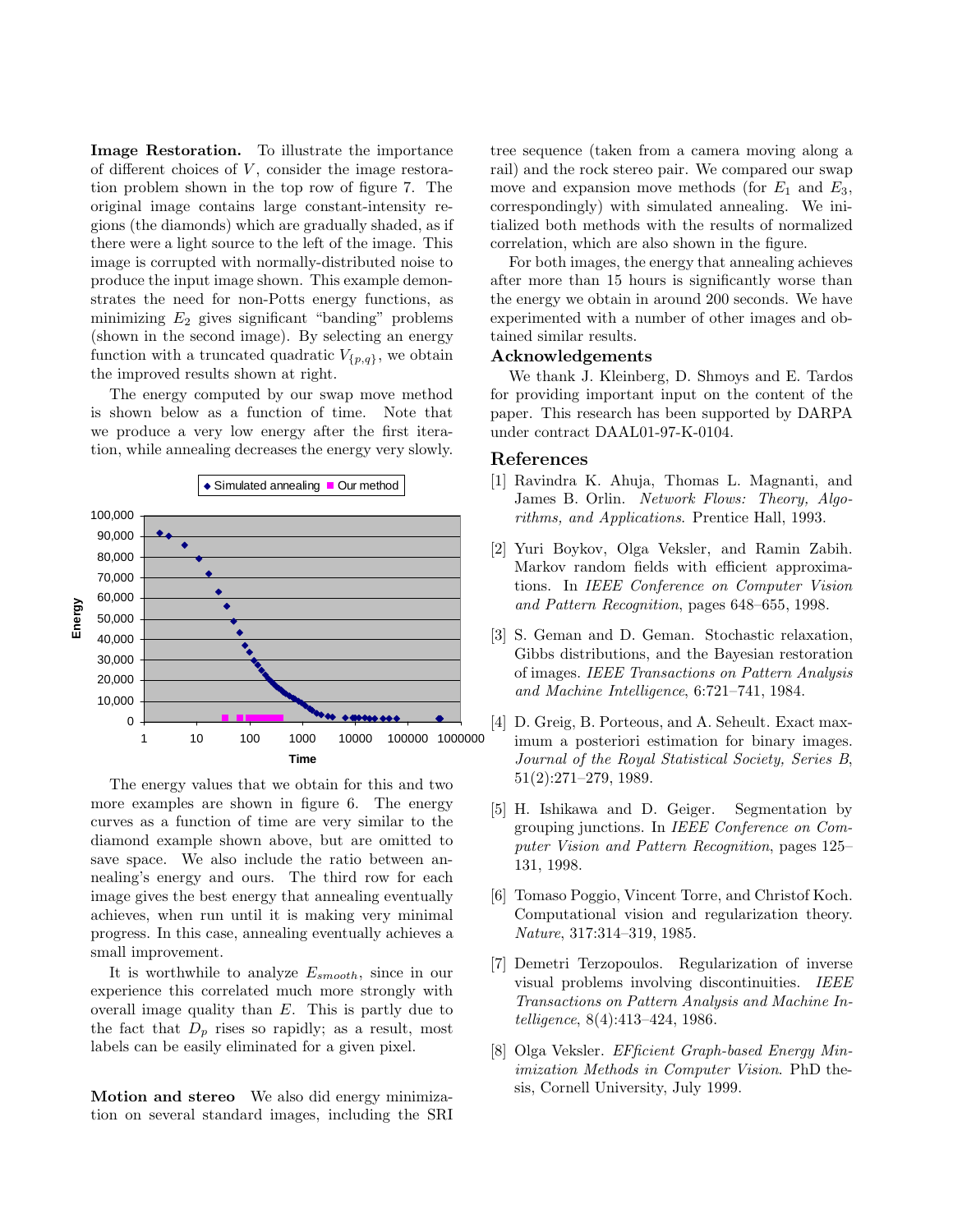**Image Restoration.** To illustrate the importance of different choices of $V$, consider the image restoration problem shown in the top row of figure 7. The original image contains large constant-intensity regions (the diamonds) which are gradually shaded, as if there were a light source to the left of the image. This image is corrupted with normally-distributed noise to produce the input image shown. This example demonstrates the need for non-Potts energy functions, as minimizing $E_2$ gives significant "banding" problems (shown in the second image). By selecting an energy function with a truncated quadratic $V_{\{p,q\}}$, we obtain the improved results shown at right.

The energy computed by our swap move method is shown below as a function of time. Note that we produce a very low energy after the first iteration, while annealing decreases the energy very slowly.

The energy values that we obtain for this and two more examples are shown in figure 6. The energy curves as a function of time are very similar to the diamond example shown above, but are omitted to save space. We also include the ratio between annealing's energy and ours. The third row for each image gives the best energy that annealing eventually achieves, when run until it is making very minimal progress. In this case, annealing eventually achieves a small improvement.

It is worthwhile to analyze $E_{smooth}$, since in our experience this correlated much more strongly with overall image quality than $E$. This is partly due to the fact that $D_p$ rises so rapidly; as a result, most labels can be easily eliminated for a given pixel.

**Motion and stereo** We also did energy minimization on several standard images, including the SRI tree sequence (taken from a camera moving along a rail) and the rock stereo pair. We compared our swap move and expansion move methods (for $E_1$ and $E_3$, correspondingly) with simulated annealing. We initialized both methods with the results of normalized correlation, which are also shown in the figure.

For both images, the energy that annealing achieves after more than 15 hours is significantly worse than the energy we obtain in around 200 seconds. We have experimented with a number of other images and obtained similar results.

## Acknowledgements

We thank J. Kleinberg, D. Shmoys and E. Tardos for providing important input on the content of the paper. This research has been supported by DARPA under contract DAAL01-97-K-0104.

## References

[1] Ravindra K. Ahuja, Thomas L. Magnanti, and James B. Orlin. *Network Flows: Theory, Algorithms, and Applications*. Prentice Hall, 1993.

[2] Yuri Boykov, Olga Veksler, and Ramin Zabih. Markov random fields with efficient approximations. In *IEEE Conference on Computer Vision and Pattern Recognition*, pages 648–655, 1998.

[3] S. Geman and D. Geman. Stochastic relaxation, Gibbs distributions, and the Bayesian restoration of images. *IEEE Transactions on Pattern Analysis and Machine Intelligence*, 6:721–741, 1984.

[4] D. Greig, B. Porteous, and A. Seheult. Exact maximum a posteriori estimation for binary images. *Journal of the Royal Statistical Society, Series B*, 51(2):271–279, 1989.

[5] H. Ishikawa and D. Geiger. Segmentation by grouping junctions. In *IEEE Conference on Computer Vision and Pattern Recognition*, pages 125–131, 1998.

[6] Tomaso Poggio, Vincent Torre, and Christof Koch. Computational vision and regularization theory. *Nature*, 317:314–319, 1985.

[7] Demetri Terzopoulos. Regularization of inverse visual problems involving discontinuities. *IEEE Transactions on Pattern Analysis and Machine Intelligence*, 8(4):413–424, 1986.

[8] Olga Veksler. *EFficient Graph-based Energy Minimization Methods in Computer Vision*. PhD thesis, Cornell University, July 1999.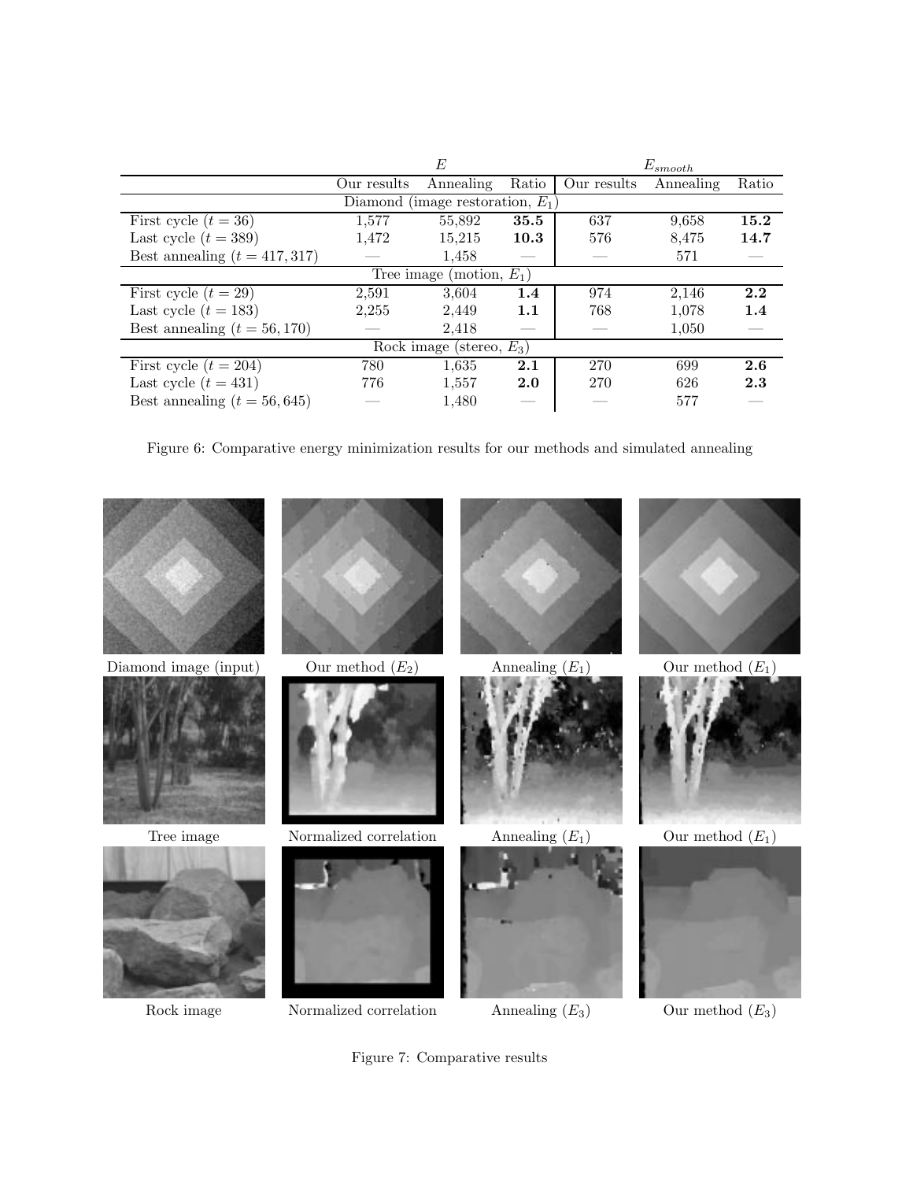| | $E$ | | | $E_{smooth}$ | | |
|---|---|---|---|---|---|---|
| | Our results | Annealing | Ratio | Our results | Annealing | Ratio |
| Diamond (image restoration, $E_1$) | | | | | | |
| First cycle ($t = 36$) | 1,577 | 55,892 | **35.5** | 637 | 9,658 | **15.2** |
| Last cycle ($t = 389$) | 1,472 | 15,215 | **10.3** | 576 | 8,475 | **14.7** |
| Best annealing ($t = 417, 317$) | — | 1,458 | — | — | 571 | — |
| Tree image (motion, $E_1$) | | | | | | |
| First cycle ($t = 29$) | 2,591 | 3,604 | **1.4** | 974 | 2,146 | **2.2** |
| Last cycle ($t = 183$) | 2,255 | 2,449 | **1.1** | 768 | 1,078 | **1.4** |
| Best annealing ($t = 56, 170$) | — | 2,418 | — | — | 1,050 | — |
| Rock image (stereo, $E_3$) | | | | | | |
| First cycle ($t = 204$) | 780 | 1,635 | **2.1** | 270 | 699 | **2.6** |
| Last cycle ($t = 431$) | 776 | 1,557 | **2.0** | 270 | 626 | **2.3** |
| Best annealing ($t = 56, 645$) | — | 1,480 | — | — | 577 | — |

Figure 6: Comparative energy minimization results for our methods and simulated annealing

Diamond image (input)

Our method ($E_2$)

Annealing ($E_1$)

Our method ($E_1$)

Tree image

Normalized correlation

Annealing ($E_1$)

Our method ($E_1$)

Rock image

Normalized correlation

Annealing ($E_3$)

Our method ($E_3$)

Figure 7: Comparative results